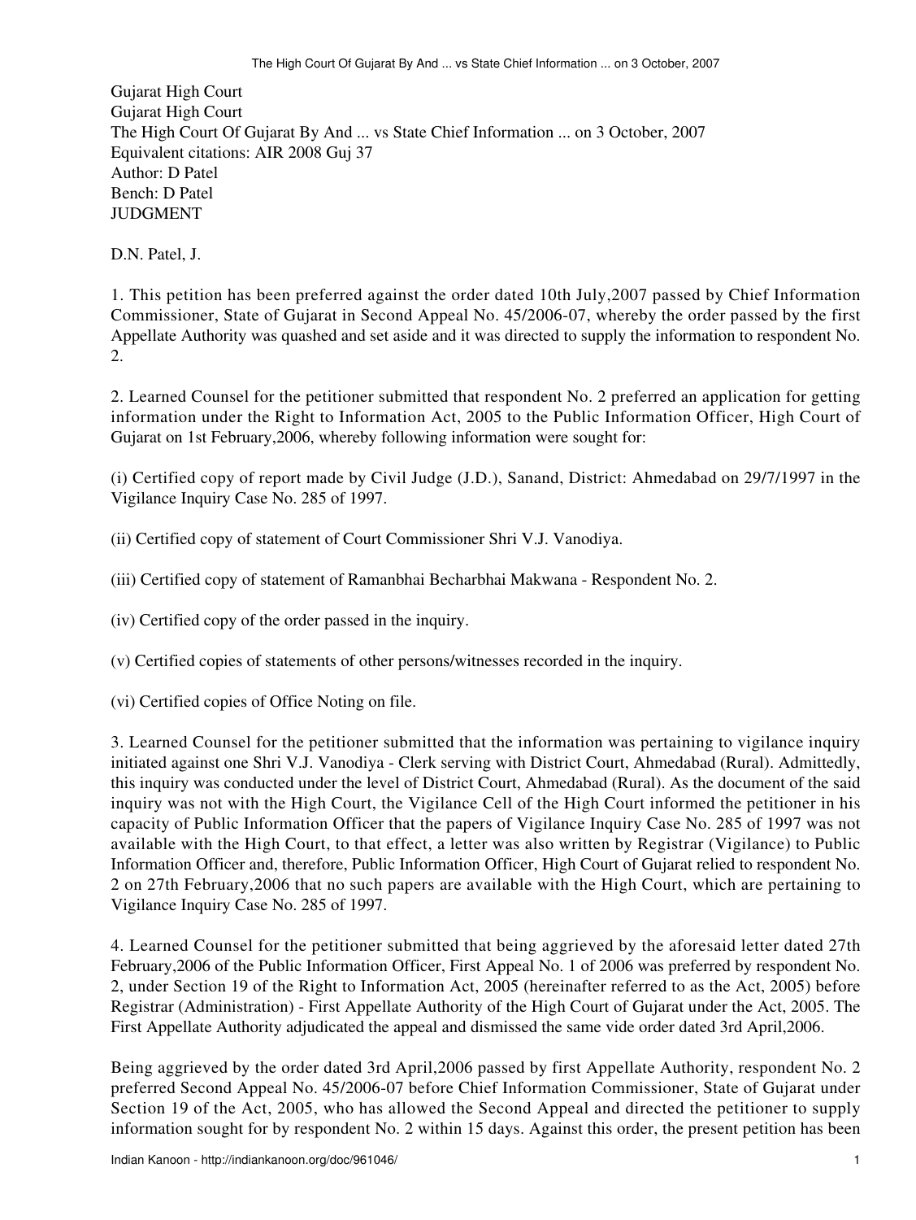Gujarat High Court
Gujarat High Court
The High Court Of Gujarat By And ... vs State Chief Information ... on 3 October, 2007
Equivalent citations: AIR 2008 Guj 37
Author: D Patel
Bench: D Patel
JUDGMENT

D.N. Patel, J.

1. This petition has been preferred against the order dated 10th July,2007 passed by Chief Information Commissioner, State of Gujarat in Second Appeal No. 45/2006-07, whereby the order passed by the first Appellate Authority was quashed and set aside and it was directed to supply the information to respondent No. 2.

2. Learned Counsel for the petitioner submitted that respondent No. 2 preferred an application for getting information under the Right to Information Act, 2005 to the Public Information Officer, High Court of Gujarat on 1st February,2006, whereby following information were sought for:

(i) Certified copy of report made by Civil Judge (J.D.), Sanand, District: Ahmedabad on 29/7/1997 in the Vigilance Inquiry Case No. 285 of 1997.

(ii) Certified copy of statement of Court Commissioner Shri V.J. Vanodiya.

(iii) Certified copy of statement of Ramanbhai Becharbhai Makwana - Respondent No. 2.

(iv) Certified copy of the order passed in the inquiry.

(v) Certified copies of statements of other persons/witnesses recorded in the inquiry.

(vi) Certified copies of Office Noting on file.

3. Learned Counsel for the petitioner submitted that the information was pertaining to vigilance inquiry initiated against one Shri V.J. Vanodiya - Clerk serving with District Court, Ahmedabad (Rural). Admittedly, this inquiry was conducted under the level of District Court, Ahmedabad (Rural). As the document of the said inquiry was not with the High Court, the Vigilance Cell of the High Court informed the petitioner in his capacity of Public Information Officer that the papers of Vigilance Inquiry Case No. 285 of 1997 was not available with the High Court, to that effect, a letter was also written by Registrar (Vigilance) to Public Information Officer and, therefore, Public Information Officer, High Court of Gujarat relied to respondent No. 2 on 27th February,2006 that no such papers are available with the High Court, which are pertaining to Vigilance Inquiry Case No. 285 of 1997.

4. Learned Counsel for the petitioner submitted that being aggrieved by the aforesaid letter dated 27th February,2006 of the Public Information Officer, First Appeal No. 1 of 2006 was preferred by respondent No. 2, under Section 19 of the Right to Information Act, 2005 (hereinafter referred to as the Act, 2005) before Registrar (Administration) - First Appellate Authority of the High Court of Gujarat under the Act, 2005. The First Appellate Authority adjudicated the appeal and dismissed the same vide order dated 3rd April,2006.

Being aggrieved by the order dated 3rd April,2006 passed by first Appellate Authority, respondent No. 2 preferred Second Appeal No. 45/2006-07 before Chief Information Commissioner, State of Gujarat under Section 19 of the Act, 2005, who has allowed the Second Appeal and directed the petitioner to supply information sought for by respondent No. 2 within 15 days. Against this order, the present petition has been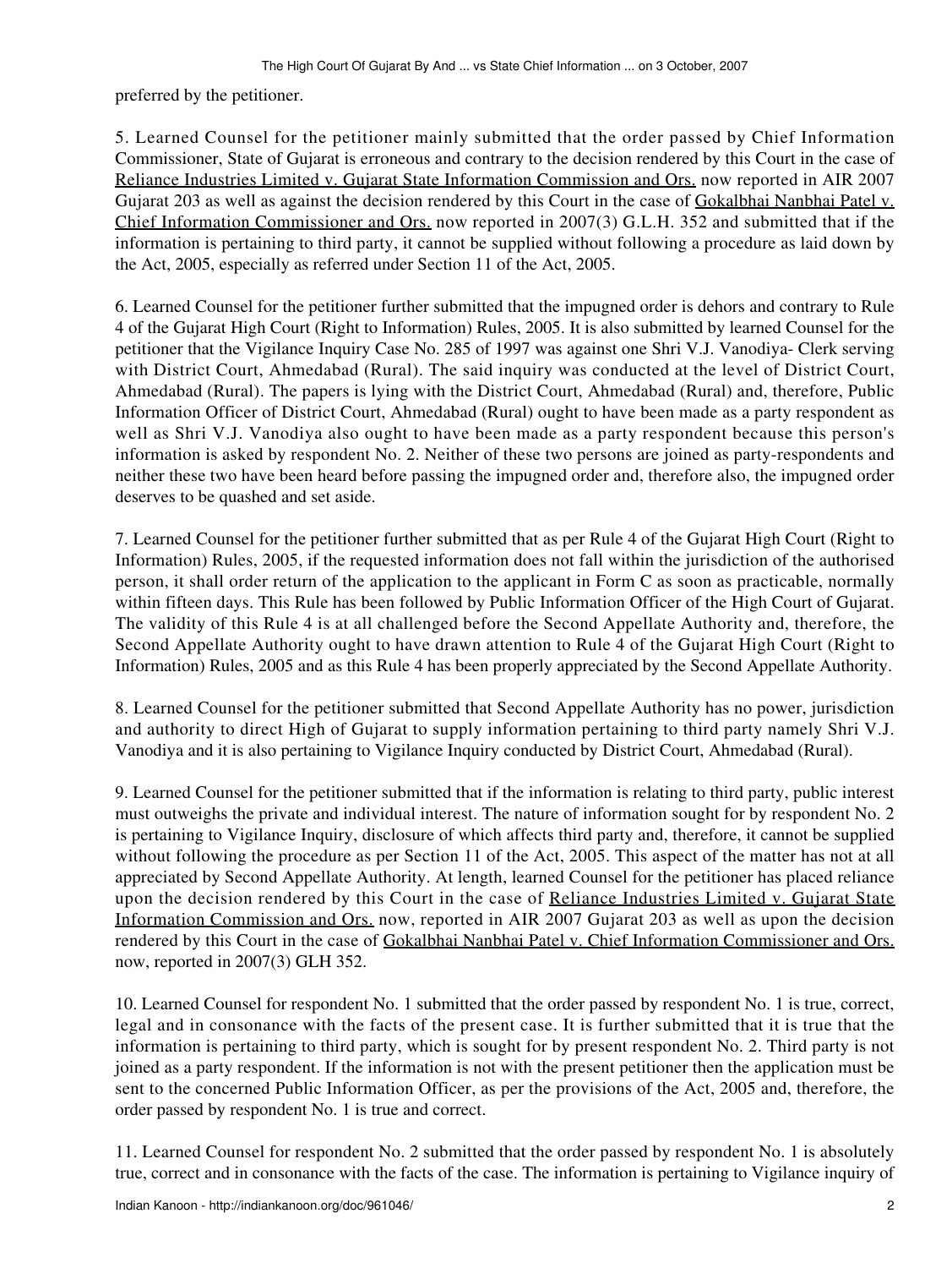preferred by the petitioner.

5. Learned Counsel for the petitioner mainly submitted that the order passed by Chief Information Commissioner, State of Gujarat is erroneous and contrary to the decision rendered by this Court in the case of Reliance Industries Limited v. Gujarat State Information Commission and Ors. now reported in AIR 2007 Gujarat 203 as well as against the decision rendered by this Court in the case of Gokalbhai Nanbhai Patel v. Chief Information Commissioner and Ors. now reported in 2007(3) G.L.H. 352 and submitted that if the information is pertaining to third party, it cannot be supplied without following a procedure as laid down by the Act, 2005, especially as referred under Section 11 of the Act, 2005.

6. Learned Counsel for the petitioner further submitted that the impugned order is dehors and contrary to Rule 4 of the Gujarat High Court (Right to Information) Rules, 2005. It is also submitted by learned Counsel for the petitioner that the Vigilance Inquiry Case No. 285 of 1997 was against one Shri V.J. Vanodiya- Clerk serving with District Court, Ahmedabad (Rural). The said inquiry was conducted at the level of District Court, Ahmedabad (Rural). The papers is lying with the District Court, Ahmedabad (Rural) and, therefore, Public Information Officer of District Court, Ahmedabad (Rural) ought to have been made as a party respondent as well as Shri V.J. Vanodiya also ought to have been made as a party respondent because this person's information is asked by respondent No. 2. Neither of these two persons are joined as party-respondents and neither these two have been heard before passing the impugned order and, therefore also, the impugned order deserves to be quashed and set aside.

7. Learned Counsel for the petitioner further submitted that as per Rule 4 of the Gujarat High Court (Right to Information) Rules, 2005, if the requested information does not fall within the jurisdiction of the authorised person, it shall order return of the application to the applicant in Form C as soon as practicable, normally within fifteen days. This Rule has been followed by Public Information Officer of the High Court of Gujarat. The validity of this Rule 4 is at all challenged before the Second Appellate Authority and, therefore, the Second Appellate Authority ought to have drawn attention to Rule 4 of the Gujarat High Court (Right to Information) Rules, 2005 and as this Rule 4 has been properly appreciated by the Second Appellate Authority.

8. Learned Counsel for the petitioner submitted that Second Appellate Authority has no power, jurisdiction and authority to direct High of Gujarat to supply information pertaining to third party namely Shri V.J. Vanodiya and it is also pertaining to Vigilance Inquiry conducted by District Court, Ahmedabad (Rural).

9. Learned Counsel for the petitioner submitted that if the information is relating to third party, public interest must outweighs the private and individual interest. The nature of information sought for by respondent No. 2 is pertaining to Vigilance Inquiry, disclosure of which affects third party and, therefore, it cannot be supplied without following the procedure as per Section 11 of the Act, 2005. This aspect of the matter has not at all appreciated by Second Appellate Authority. At length, learned Counsel for the petitioner has placed reliance upon the decision rendered by this Court in the case of Reliance Industries Limited v. Gujarat State Information Commission and Ors. now, reported in AIR 2007 Gujarat 203 as well as upon the decision rendered by this Court in the case of Gokalbhai Nanbhai Patel v. Chief Information Commissioner and Ors. now, reported in 2007(3) GLH 352.

10. Learned Counsel for respondent No. 1 submitted that the order passed by respondent No. 1 is true, correct, legal and in consonance with the facts of the present case. It is further submitted that it is true that the information is pertaining to third party, which is sought for by present respondent No. 2. Third party is not joined as a party respondent. If the information is not with the present petitioner then the application must be sent to the concerned Public Information Officer, as per the provisions of the Act, 2005 and, therefore, the order passed by respondent No. 1 is true and correct.

11. Learned Counsel for respondent No. 2 submitted that the order passed by respondent No. 1 is absolutely true, correct and in consonance with the facts of the case. The information is pertaining to Vigilance inquiry of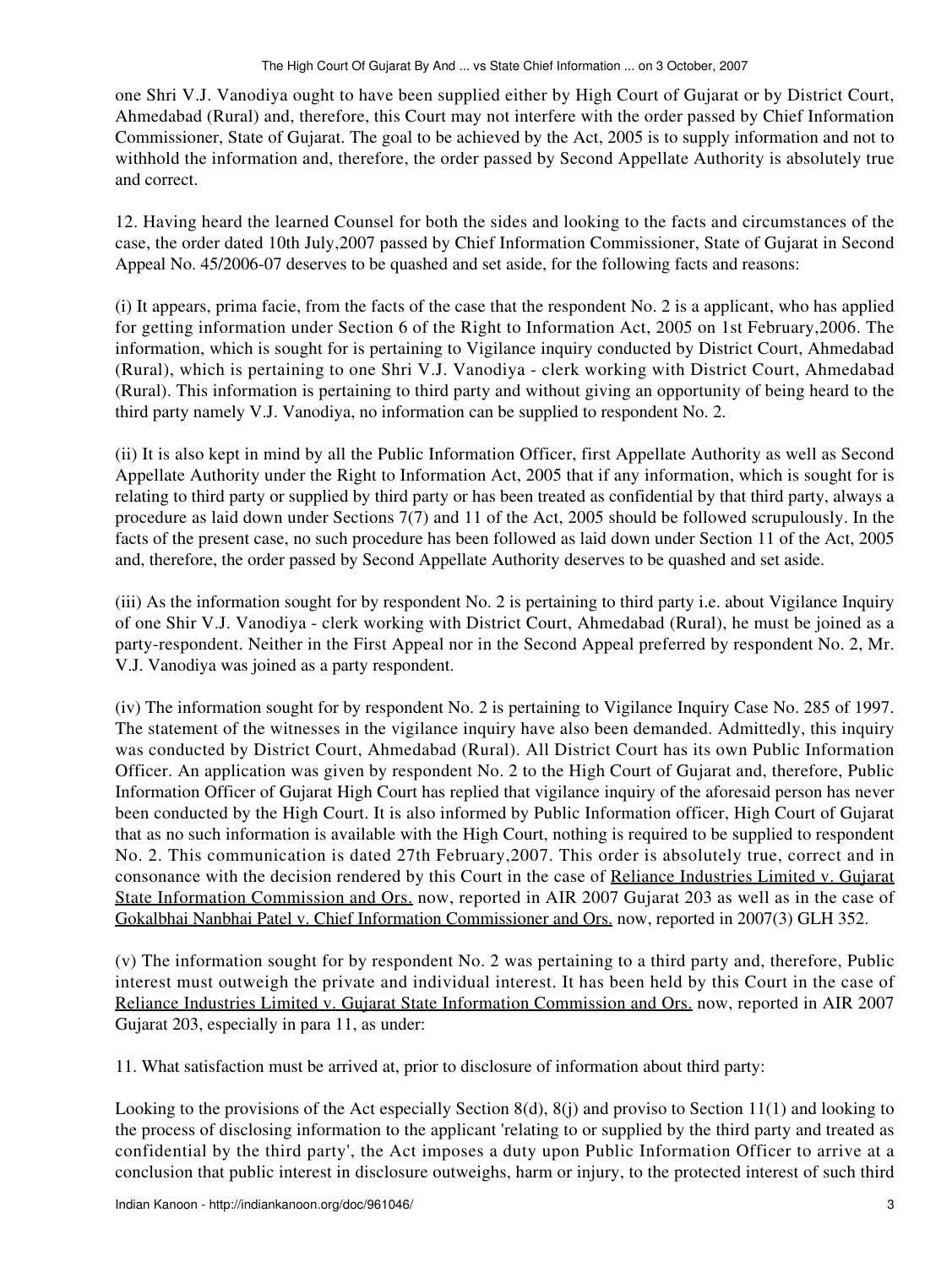one Shri V.J. Vanodiya ought to have been supplied either by High Court of Gujarat or by District Court, Ahmedabad (Rural) and, therefore, this Court may not interfere with the order passed by Chief Information Commissioner, State of Gujarat. The goal to be achieved by the Act, 2005 is to supply information and not to withhold the information and, therefore, the order passed by Second Appellate Authority is absolutely true and correct.

12. Having heard the learned Counsel for both the sides and looking to the facts and circumstances of the case, the order dated 10th July,2007 passed by Chief Information Commissioner, State of Gujarat in Second Appeal No. 45/2006-07 deserves to be quashed and set aside, for the following facts and reasons:

(i) It appears, prima facie, from the facts of the case that the respondent No. 2 is a applicant, who has applied for getting information under Section 6 of the Right to Information Act, 2005 on 1st February,2006. The information, which is sought for is pertaining to Vigilance inquiry conducted by District Court, Ahmedabad (Rural), which is pertaining to one Shri V.J. Vanodiya - clerk working with District Court, Ahmedabad (Rural). This information is pertaining to third party and without giving an opportunity of being heard to the third party namely V.J. Vanodiya, no information can be supplied to respondent No. 2.

(ii) It is also kept in mind by all the Public Information Officer, first Appellate Authority as well as Second Appellate Authority under the Right to Information Act, 2005 that if any information, which is sought for is relating to third party or supplied by third party or has been treated as confidential by that third party, always a procedure as laid down under Sections 7(7) and 11 of the Act, 2005 should be followed scrupulously. In the facts of the present case, no such procedure has been followed as laid down under Section 11 of the Act, 2005 and, therefore, the order passed by Second Appellate Authority deserves to be quashed and set aside.

(iii) As the information sought for by respondent No. 2 is pertaining to third party i.e. about Vigilance Inquiry of one Shir V.J. Vanodiya - clerk working with District Court, Ahmedabad (Rural), he must be joined as a party-respondent. Neither in the First Appeal nor in the Second Appeal preferred by respondent No. 2, Mr. V.J. Vanodiya was joined as a party respondent.

(iv) The information sought for by respondent No. 2 is pertaining to Vigilance Inquiry Case No. 285 of 1997. The statement of the witnesses in the vigilance inquiry have also been demanded. Admittedly, this inquiry was conducted by District Court, Ahmedabad (Rural). All District Court has its own Public Information Officer. An application was given by respondent No. 2 to the High Court of Gujarat and, therefore, Public Information Officer of Gujarat High Court has replied that vigilance inquiry of the aforesaid person has never been conducted by the High Court. It is also informed by Public Information officer, High Court of Gujarat that as no such information is available with the High Court, nothing is required to be supplied to respondent No. 2. This communication is dated 27th February,2007. This order is absolutely true, correct and in consonance with the decision rendered by this Court in the case of Reliance Industries Limited v. Gujarat State Information Commission and Ors. now, reported in AIR 2007 Gujarat 203 as well as in the case of Gokalbhai Nanbhai Patel v. Chief Information Commissioner and Ors. now, reported in 2007(3) GLH 352.

(v) The information sought for by respondent No. 2 was pertaining to a third party and, therefore, Public interest must outweigh the private and individual interest. It has been held by this Court in the case of Reliance Industries Limited v. Gujarat State Information Commission and Ors. now, reported in AIR 2007 Gujarat 203, especially in para 11, as under:

11. What satisfaction must be arrived at, prior to disclosure of information about third party:

Looking to the provisions of the Act especially Section 8(d), 8(j) and proviso to Section 11(1) and looking to the process of disclosing information to the applicant 'relating to or supplied by the third party and treated as confidential by the third party', the Act imposes a duty upon Public Information Officer to arrive at a conclusion that public interest in disclosure outweighs, harm or injury, to the protected interest of such third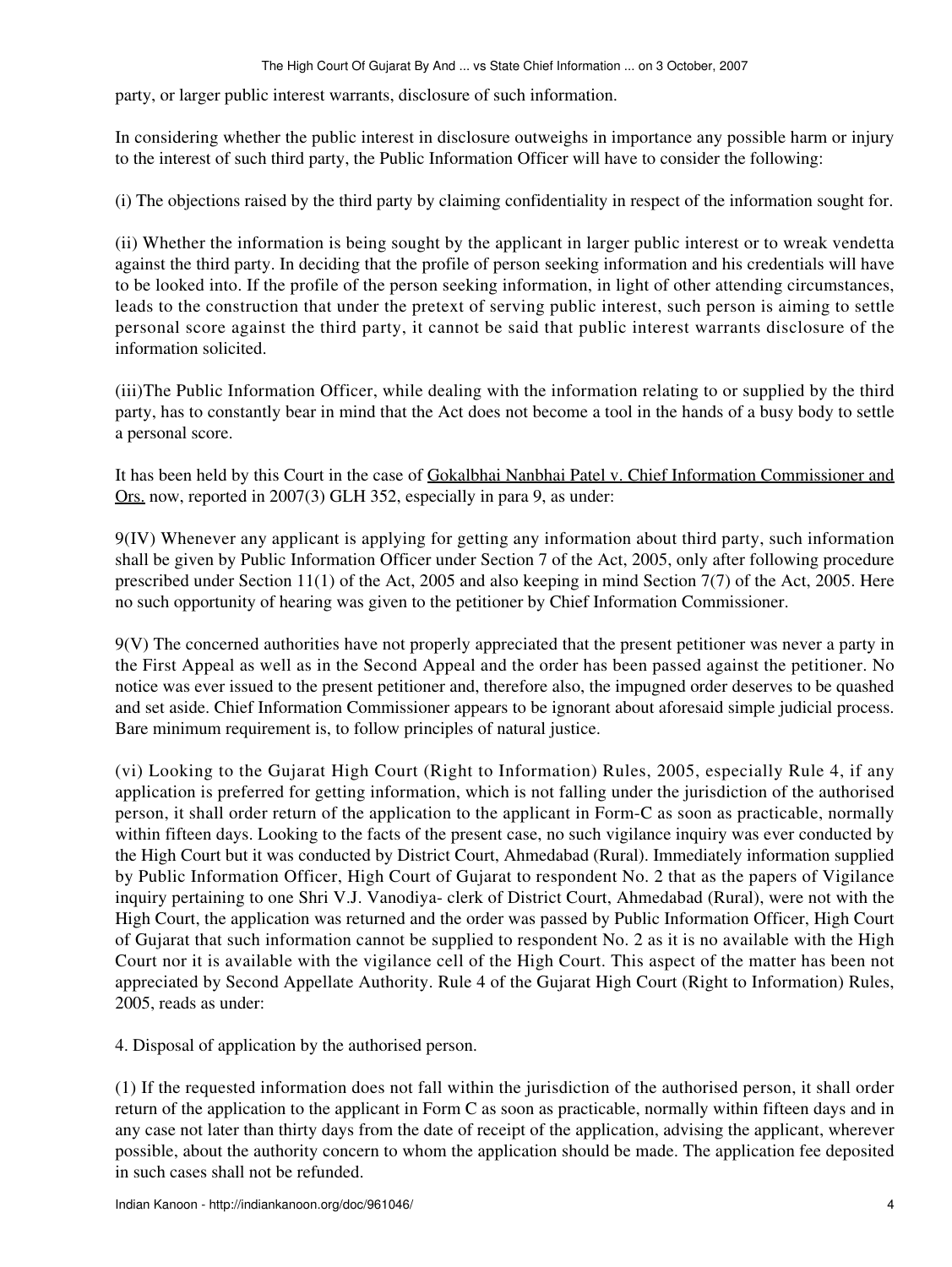party, or larger public interest warrants, disclosure of such information.

In considering whether the public interest in disclosure outweighs in importance any possible harm or injury to the interest of such third party, the Public Information Officer will have to consider the following:

(i) The objections raised by the third party by claiming confidentiality in respect of the information sought for.

(ii) Whether the information is being sought by the applicant in larger public interest or to wreak vendetta against the third party. In deciding that the profile of person seeking information and his credentials will have to be looked into. If the profile of the person seeking information, in light of other attending circumstances, leads to the construction that under the pretext of serving public interest, such person is aiming to settle personal score against the third party, it cannot be said that public interest warrants disclosure of the information solicited.

(iii)The Public Information Officer, while dealing with the information relating to or supplied by the third party, has to constantly bear in mind that the Act does not become a tool in the hands of a busy body to settle a personal score.

It has been held by this Court in the case of Gokalbhai Nanbhai Patel v. Chief Information Commissioner and Ors. now, reported in 2007(3) GLH 352, especially in para 9, as under:

9(IV) Whenever any applicant is applying for getting any information about third party, such information shall be given by Public Information Officer under Section 7 of the Act, 2005, only after following procedure prescribed under Section 11(1) of the Act, 2005 and also keeping in mind Section 7(7) of the Act, 2005. Here no such opportunity of hearing was given to the petitioner by Chief Information Commissioner.

9(V) The concerned authorities have not properly appreciated that the present petitioner was never a party in the First Appeal as well as in the Second Appeal and the order has been passed against the petitioner. No notice was ever issued to the present petitioner and, therefore also, the impugned order deserves to be quashed and set aside. Chief Information Commissioner appears to be ignorant about aforesaid simple judicial process. Bare minimum requirement is, to follow principles of natural justice.

(vi) Looking to the Gujarat High Court (Right to Information) Rules, 2005, especially Rule 4, if any application is preferred for getting information, which is not falling under the jurisdiction of the authorised person, it shall order return of the application to the applicant in Form-C as soon as practicable, normally within fifteen days. Looking to the facts of the present case, no such vigilance inquiry was ever conducted by the High Court but it was conducted by District Court, Ahmedabad (Rural). Immediately information supplied by Public Information Officer, High Court of Gujarat to respondent No. 2 that as the papers of Vigilance inquiry pertaining to one Shri V.J. Vanodiya- clerk of District Court, Ahmedabad (Rural), were not with the High Court, the application was returned and the order was passed by Public Information Officer, High Court of Gujarat that such information cannot be supplied to respondent No. 2 as it is no available with the High Court nor it is available with the vigilance cell of the High Court. This aspect of the matter has been not appreciated by Second Appellate Authority. Rule 4 of the Gujarat High Court (Right to Information) Rules, 2005, reads as under:

4. Disposal of application by the authorised person.

(1) If the requested information does not fall within the jurisdiction of the authorised person, it shall order return of the application to the applicant in Form C as soon as practicable, normally within fifteen days and in any case not later than thirty days from the date of receipt of the application, advising the applicant, wherever possible, about the authority concern to whom the application should be made. The application fee deposited in such cases shall not be refunded.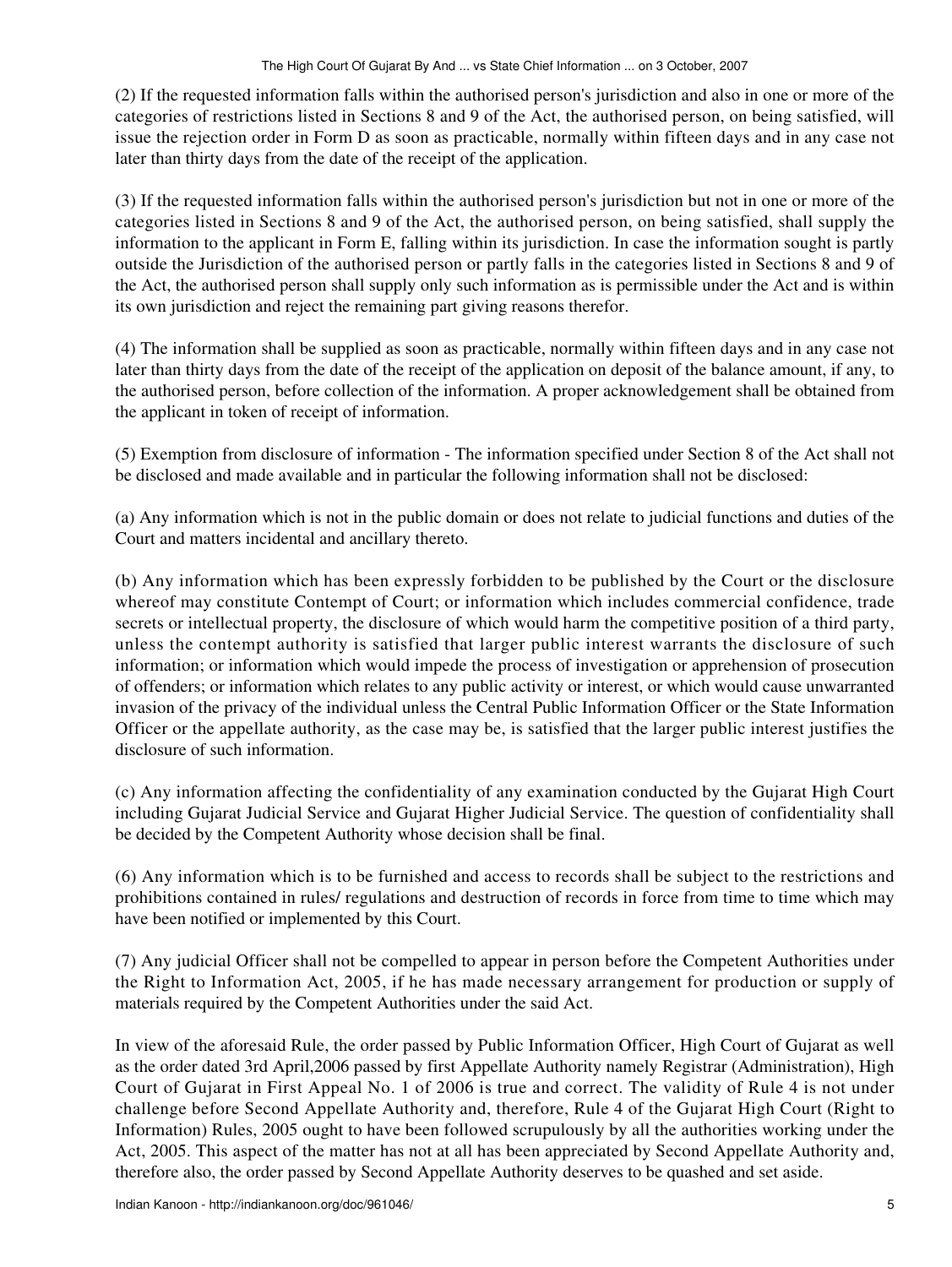(2) If the requested information falls within the authorised person's jurisdiction and also in one or more of the categories of restrictions listed in Sections 8 and 9 of the Act, the authorised person, on being satisfied, will issue the rejection order in Form D as soon as practicable, normally within fifteen days and in any case not later than thirty days from the date of the receipt of the application.

(3) If the requested information falls within the authorised person's jurisdiction but not in one or more of the categories listed in Sections 8 and 9 of the Act, the authorised person, on being satisfied, shall supply the information to the applicant in Form E, falling within its jurisdiction. In case the information sought is partly outside the Jurisdiction of the authorised person or partly falls in the categories listed in Sections 8 and 9 of the Act, the authorised person shall supply only such information as is permissible under the Act and is within its own jurisdiction and reject the remaining part giving reasons therefor.

(4) The information shall be supplied as soon as practicable, normally within fifteen days and in any case not later than thirty days from the date of the receipt of the application on deposit of the balance amount, if any, to the authorised person, before collection of the information. A proper acknowledgement shall be obtained from the applicant in token of receipt of information.

(5) Exemption from disclosure of information - The information specified under Section 8 of the Act shall not be disclosed and made available and in particular the following information shall not be disclosed:

(a) Any information which is not in the public domain or does not relate to judicial functions and duties of the Court and matters incidental and ancillary thereto.

(b) Any information which has been expressly forbidden to be published by the Court or the disclosure whereof may constitute Contempt of Court; or information which includes commercial confidence, trade secrets or intellectual property, the disclosure of which would harm the competitive position of a third party, unless the contempt authority is satisfied that larger public interest warrants the disclosure of such information; or information which would impede the process of investigation or apprehension of prosecution of offenders; or information which relates to any public activity or interest, or which would cause unwarranted invasion of the privacy of the individual unless the Central Public Information Officer or the State Information Officer or the appellate authority, as the case may be, is satisfied that the larger public interest justifies the disclosure of such information.

(c) Any information affecting the confidentiality of any examination conducted by the Gujarat High Court including Gujarat Judicial Service and Gujarat Higher Judicial Service. The question of confidentiality shall be decided by the Competent Authority whose decision shall be final.

(6) Any information which is to be furnished and access to records shall be subject to the restrictions and prohibitions contained in rules/ regulations and destruction of records in force from time to time which may have been notified or implemented by this Court.

(7) Any judicial Officer shall not be compelled to appear in person before the Competent Authorities under the Right to Information Act, 2005, if he has made necessary arrangement for production or supply of materials required by the Competent Authorities under the said Act.

In view of the aforesaid Rule, the order passed by Public Information Officer, High Court of Gujarat as well as the order dated 3rd April,2006 passed by first Appellate Authority namely Registrar (Administration), High Court of Gujarat in First Appeal No. 1 of 2006 is true and correct. The validity of Rule 4 is not under challenge before Second Appellate Authority and, therefore, Rule 4 of the Gujarat High Court (Right to Information) Rules, 2005 ought to have been followed scrupulously by all the authorities working under the Act, 2005. This aspect of the matter has not at all has been appreciated by Second Appellate Authority and, therefore also, the order passed by Second Appellate Authority deserves to be quashed and set aside.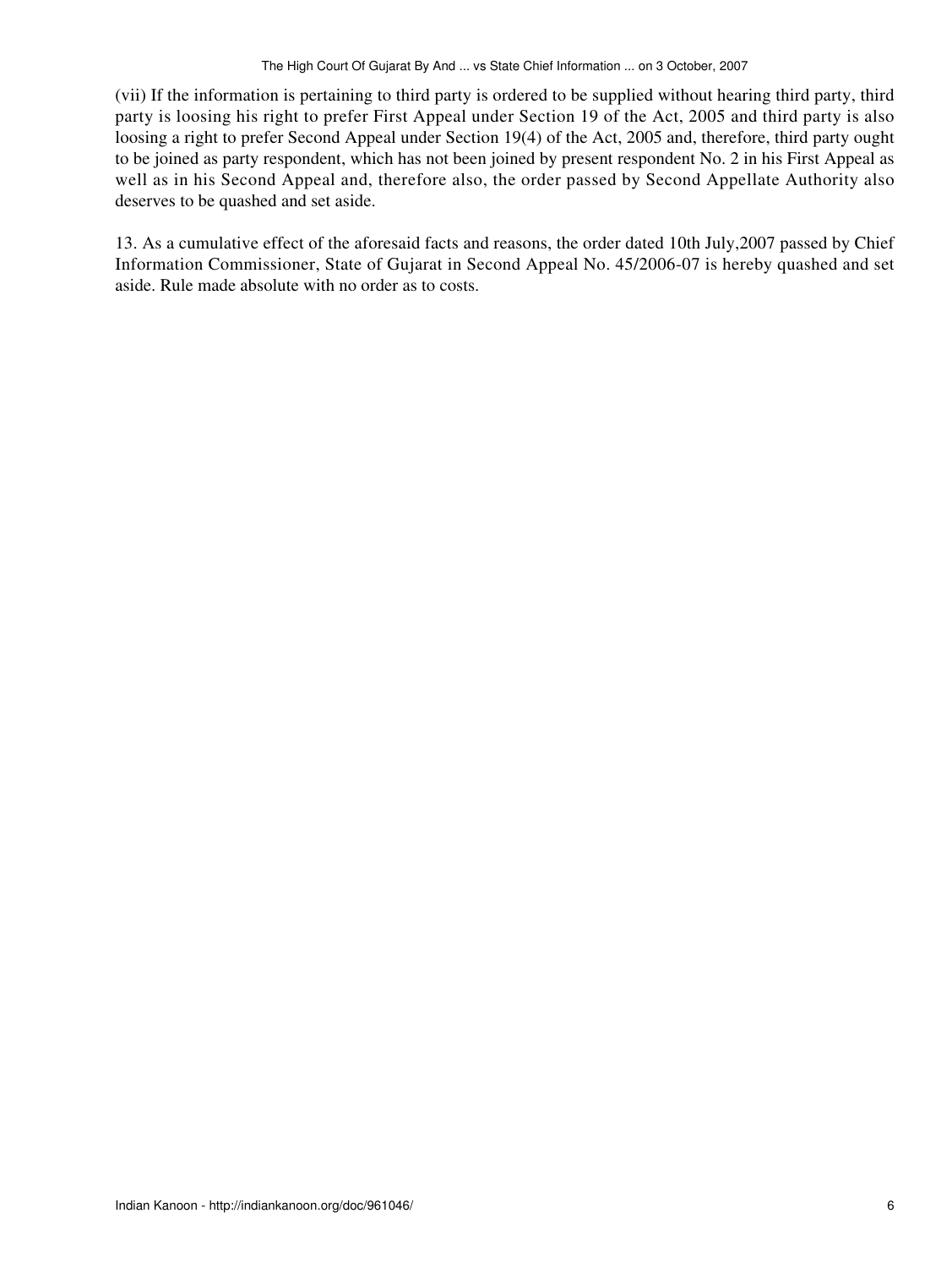(vii) If the information is pertaining to third party is ordered to be supplied without hearing third party, third party is loosing his right to prefer First Appeal under Section 19 of the Act, 2005 and third party is also loosing a right to prefer Second Appeal under Section 19(4) of the Act, 2005 and, therefore, third party ought to be joined as party respondent, which has not been joined by present respondent No. 2 in his First Appeal as well as in his Second Appeal and, therefore also, the order passed by Second Appellate Authority also deserves to be quashed and set aside.

13. As a cumulative effect of the aforesaid facts and reasons, the order dated 10th July,2007 passed by Chief Information Commissioner, State of Gujarat in Second Appeal No. 45/2006-07 is hereby quashed and set aside. Rule made absolute with no order as to costs.